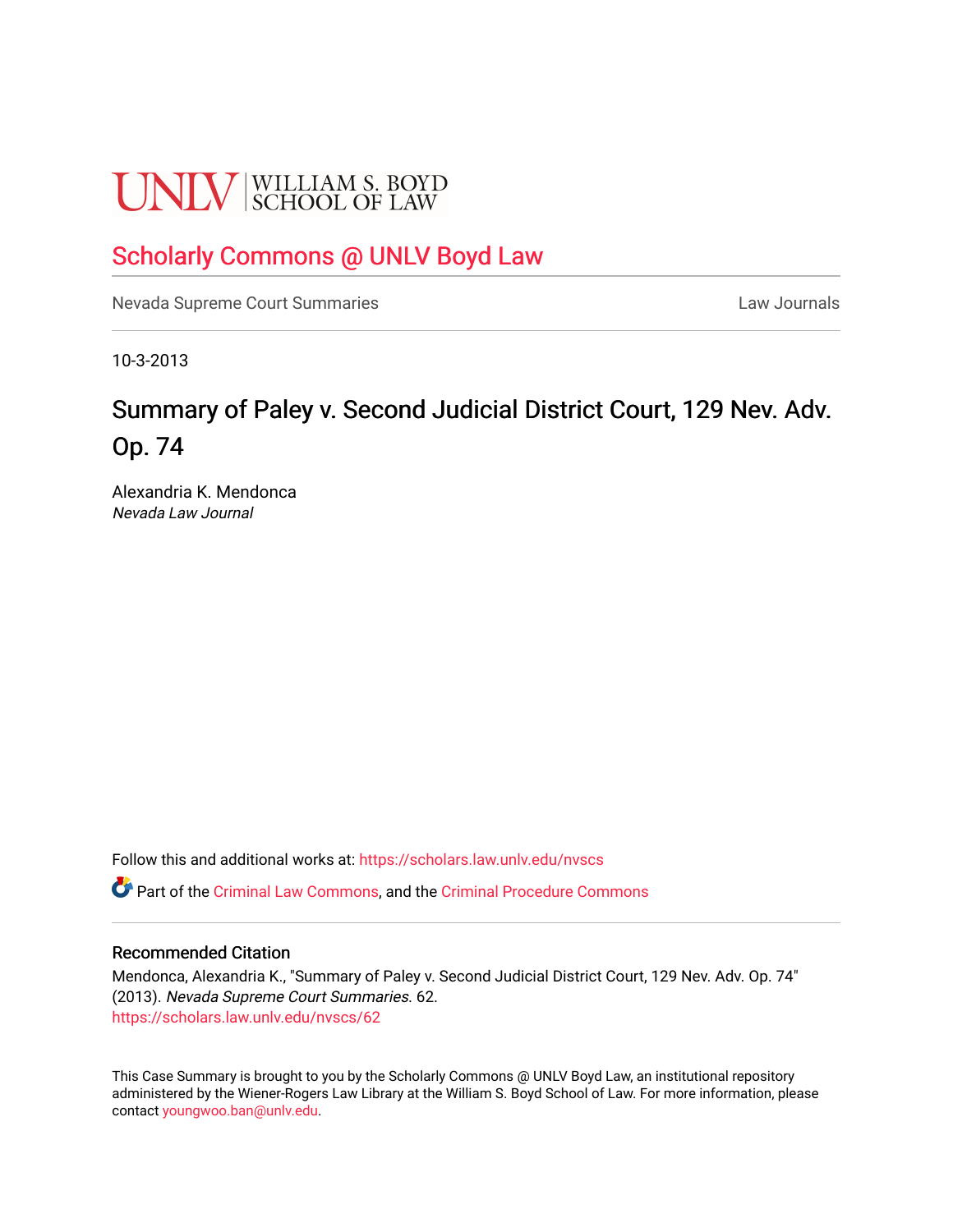UNLV | WILLIAM S. BOYD SCHOOL OF LAW

## Scholarly Commons @ UNLV Boyd Law

Nevada Supreme Court Summaries

Law Journals

10-3-2013

# Summary of Paley v. Second Judicial District Court, 129 Nev. Adv. Op. 74

Alexandria K. Mendonca
*Nevada Law Journal*

Follow this and additional works at: https://scholars.law.unlv.edu/nvscs

Part of the Criminal Law Commons, and the Criminal Procedure Commons

### Recommended Citation

Mendonca, Alexandria K., "Summary of Paley v. Second Judicial District Court, 129 Nev. Adv. Op. 74" (2013). *Nevada Supreme Court Summaries*. 62.
https://scholars.law.unlv.edu/nvscs/62

This Case Summary is brought to you by the Scholarly Commons @ UNLV Boyd Law, an institutional repository administered by the Wiener-Rogers Law Library at the William S. Boyd School of Law. For more information, please contact youngwoo.ban@unlv.edu.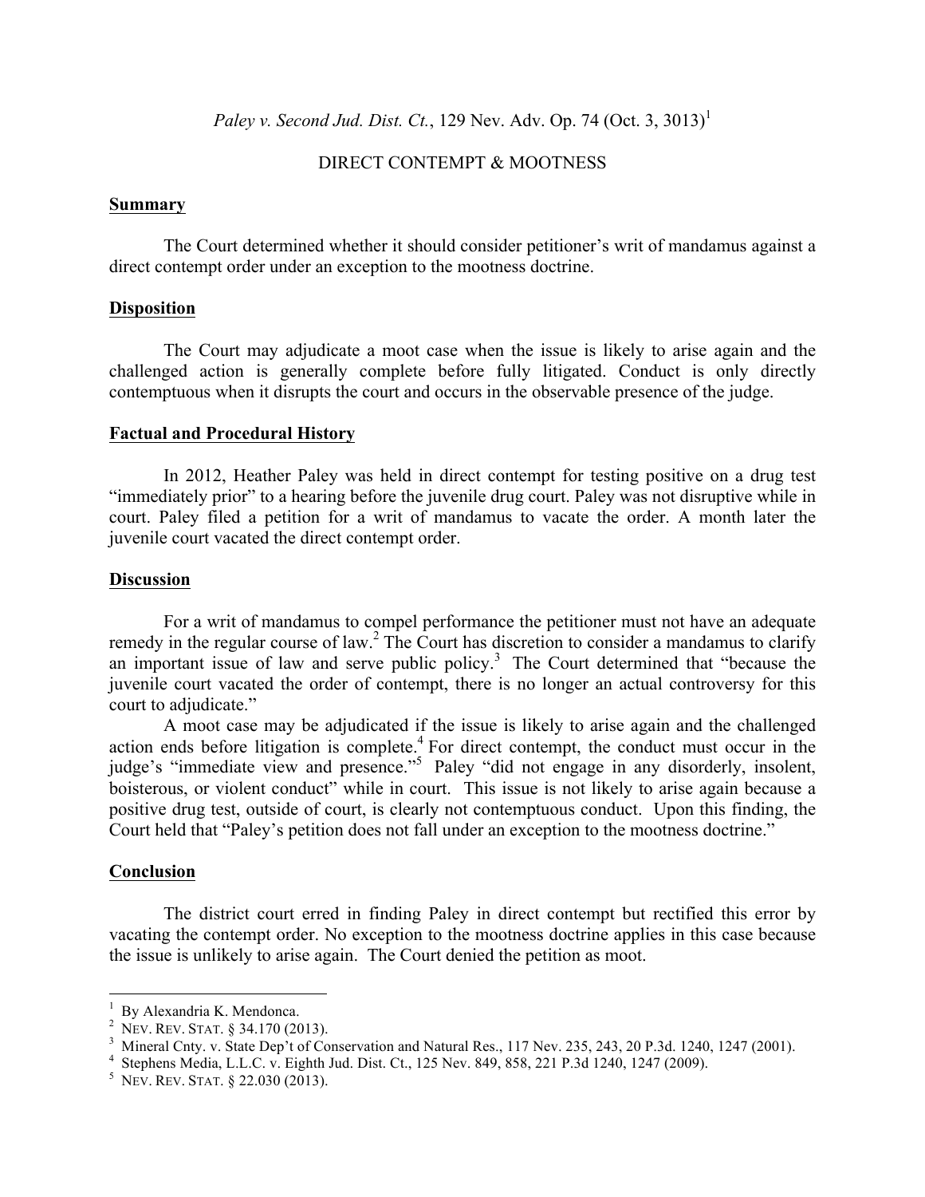*Paley v. Second Jud. Dist. Ct.*, 129 Nev. Adv. Op. 74 (Oct. 3, 3013)[1]

DIRECT CONTEMPT & MOOTNESS

## Summary

The Court determined whether it should consider petitioner's writ of mandamus against a direct contempt order under an exception to the mootness doctrine.

## Disposition

The Court may adjudicate a moot case when the issue is likely to arise again and the challenged action is generally complete before fully litigated. Conduct is only directly contemptuous when it disrupts the court and occurs in the observable presence of the judge.

## Factual and Procedural History

In 2012, Heather Paley was held in direct contempt for testing positive on a drug test "immediately prior" to a hearing before the juvenile drug court. Paley was not disruptive while in court. Paley filed a petition for a writ of mandamus to vacate the order. A month later the juvenile court vacated the direct contempt order.

## Discussion

For a writ of mandamus to compel performance the petitioner must not have an adequate remedy in the regular course of law.[2] The Court has discretion to consider a mandamus to clarify an important issue of law and serve public policy.[3] The Court determined that "because the juvenile court vacated the order of contempt, there is no longer an actual controversy for this court to adjudicate."

A moot case may be adjudicated if the issue is likely to arise again and the challenged action ends before litigation is complete.[4] For direct contempt, the conduct must occur in the judge's "immediate view and presence."[5] Paley "did not engage in any disorderly, insolent, boisterous, or violent conduct" while in court. This issue is not likely to arise again because a positive drug test, outside of court, is clearly not contemptuous conduct. Upon this finding, the Court held that "Paley's petition does not fall under an exception to the mootness doctrine."

## Conclusion

The district court erred in finding Paley in direct contempt but rectified this error by vacating the contempt order. No exception to the mootness doctrine applies in this case because the issue is unlikely to arise again. The Court denied the petition as moot.

---

[1] By Alexandria K. Mendonca.

[2] NEV. REV. STAT. § 34.170 (2013).

[3] Mineral Cnty. v. State Dep't of Conservation and Natural Res., 117 Nev. 235, 243, 20 P.3d. 1240, 1247 (2001).

[4] Stephens Media, L.L.C. v. Eighth Jud. Dist. Ct., 125 Nev. 849, 858, 221 P.3d 1240, 1247 (2009).

[5] NEV. REV. STAT. § 22.030 (2013).